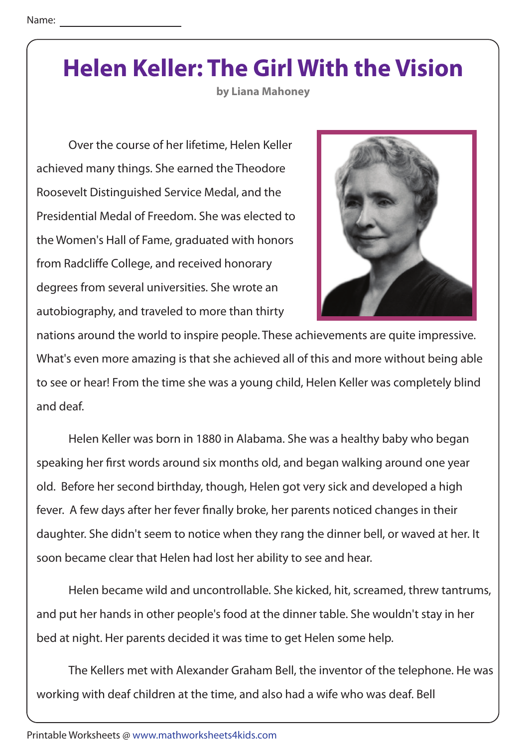Name: \_\_\_\_\_\_\_\_\_\_\_\_\_\_\_\_\_\_\_\_

# Helen Keller: The Girl With the Vision

**by Liana Mahoney**

Over the course of her lifetime, Helen Keller achieved many things. She earned the Theodore Roosevelt Distinguished Service Medal, and the Presidential Medal of Freedom. She was elected to the Women's Hall of Fame, graduated with honors from Radcliffe College, and received honorary degrees from several universities. She wrote an autobiography, and traveled to more than thirty nations around the world to inspire people. These achievements are quite impressive. What's even more amazing is that she achieved all of this and more without being able to see or hear! From the time she was a young child, Helen Keller was completely blind and deaf.

Helen Keller was born in 1880 in Alabama. She was a healthy baby who began speaking her first words around six months old, and began walking around one year old. Before her second birthday, though, Helen got very sick and developed a high fever. A few days after her fever finally broke, her parents noticed changes in their daughter. She didn't seem to notice when they rang the dinner bell, or waved at her. It soon became clear that Helen had lost her ability to see and hear.

Helen became wild and uncontrollable. She kicked, hit, screamed, threw tantrums, and put her hands in other people's food at the dinner table. She wouldn't stay in her bed at night. Her parents decided it was time to get Helen some help.

The Kellers met with Alexander Graham Bell, the inventor of the telephone. He was working with deaf children at the time, and also had a wife who was deaf. Bell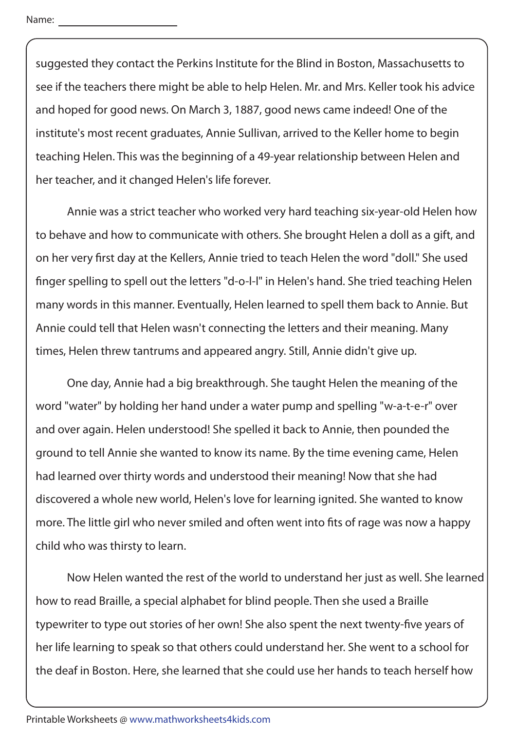suggested they contact the Perkins Institute for the Blind in Boston, Massachusetts to see if the teachers there might be able to help Helen. Mr. and Mrs. Keller took his advice and hoped for good news. On March 3, 1887, good news came indeed! One of the institute's most recent graduates, Annie Sullivan, arrived to the Keller home to begin teaching Helen. This was the beginning of a 49-year relationship between Helen and her teacher, and it changed Helen's life forever.

Annie was a strict teacher who worked very hard teaching six-year-old Helen how to behave and how to communicate with others. She brought Helen a doll as a gift, and on her very first day at the Kellers, Annie tried to teach Helen the word "doll." She used finger spelling to spell out the letters "d-o-l-l" in Helen's hand. She tried teaching Helen many words in this manner. Eventually, Helen learned to spell them back to Annie. But Annie could tell that Helen wasn't connecting the letters and their meaning. Many times, Helen threw tantrums and appeared angry. Still, Annie didn't give up.

One day, Annie had a big breakthrough. She taught Helen the meaning of the word "water" by holding her hand under a water pump and spelling "w-a-t-e-r" over and over again. Helen understood! She spelled it back to Annie, then pounded the ground to tell Annie she wanted to know its name. By the time evening came, Helen had learned over thirty words and understood their meaning! Now that she had discovered a whole new world, Helen's love for learning ignited. She wanted to know more. The little girl who never smiled and often went into fits of rage was now a happy child who was thirsty to learn.

Now Helen wanted the rest of the world to understand her just as well. She learned how to read Braille, a special alphabet for blind people. Then she used a Braille typewriter to type out stories of her own! She also spent the next twenty-five years of her life learning to speak so that others could understand her. She went to a school for the deaf in Boston. Here, she learned that she could use her hands to teach herself how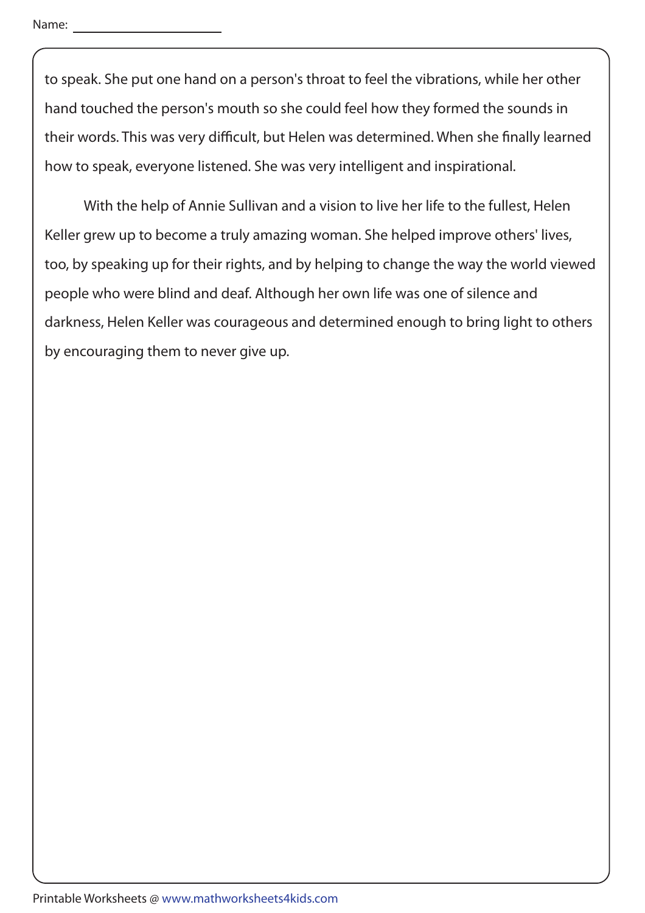Name: ______________________

to speak. She put one hand on a person's throat to feel the vibrations, while her other hand touched the person's mouth so she could feel how they formed the sounds in their words. This was very difficult, but Helen was determined. When she finally learned how to speak, everyone listened. She was very intelligent and inspirational.

With the help of Annie Sullivan and a vision to live her life to the fullest, Helen Keller grew up to become a truly amazing woman. She helped improve others' lives, too, by speaking up for their rights, and by helping to change the way the world viewed people who were blind and deaf. Although her own life was one of silence and darkness, Helen Keller was courageous and determined enough to bring light to others by encouraging them to never give up.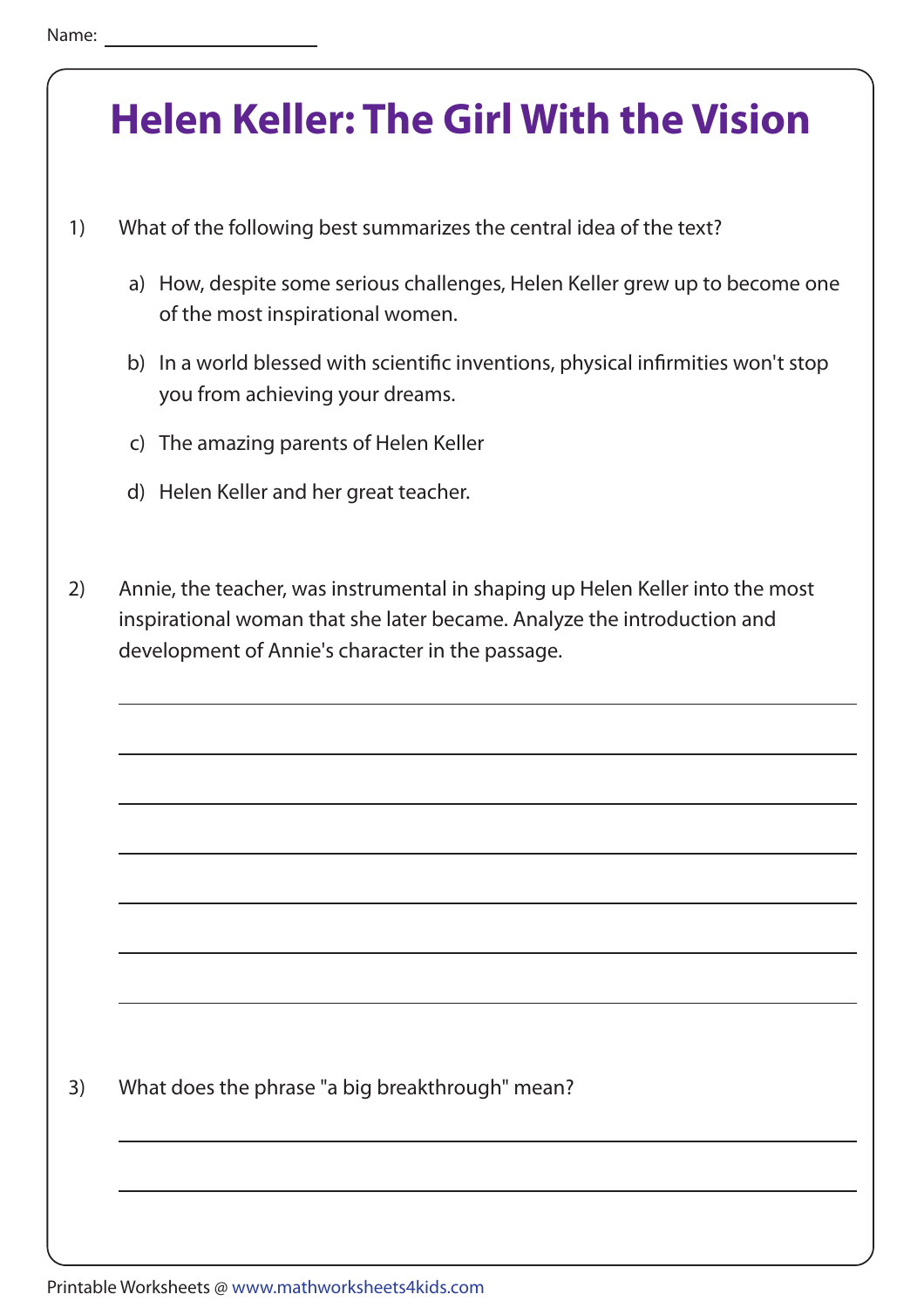Name: ____________________

# Helen Keller: The Girl With the Vision

1) What of the following best summarizes the central idea of the text?

   a) How, despite some serious challenges, Helen Keller grew up to become one of the most inspirational women.

   b) In a world blessed with scientific inventions, physical infirmities won't stop you from achieving your dreams.

   c) The amazing parents of Helen Keller

   d) Helen Keller and her great teacher.

2) Annie, the teacher, was instrumental in shaping up Helen Keller into the most inspirational woman that she later became. Analyze the introduction and development of Annie's character in the passage.

______________________________________________________________________

______________________________________________________________________

______________________________________________________________________

______________________________________________________________________

______________________________________________________________________

______________________________________________________________________

______________________________________________________________________

3) What does the phrase "a big breakthrough" mean?

______________________________________________________________________

______________________________________________________________________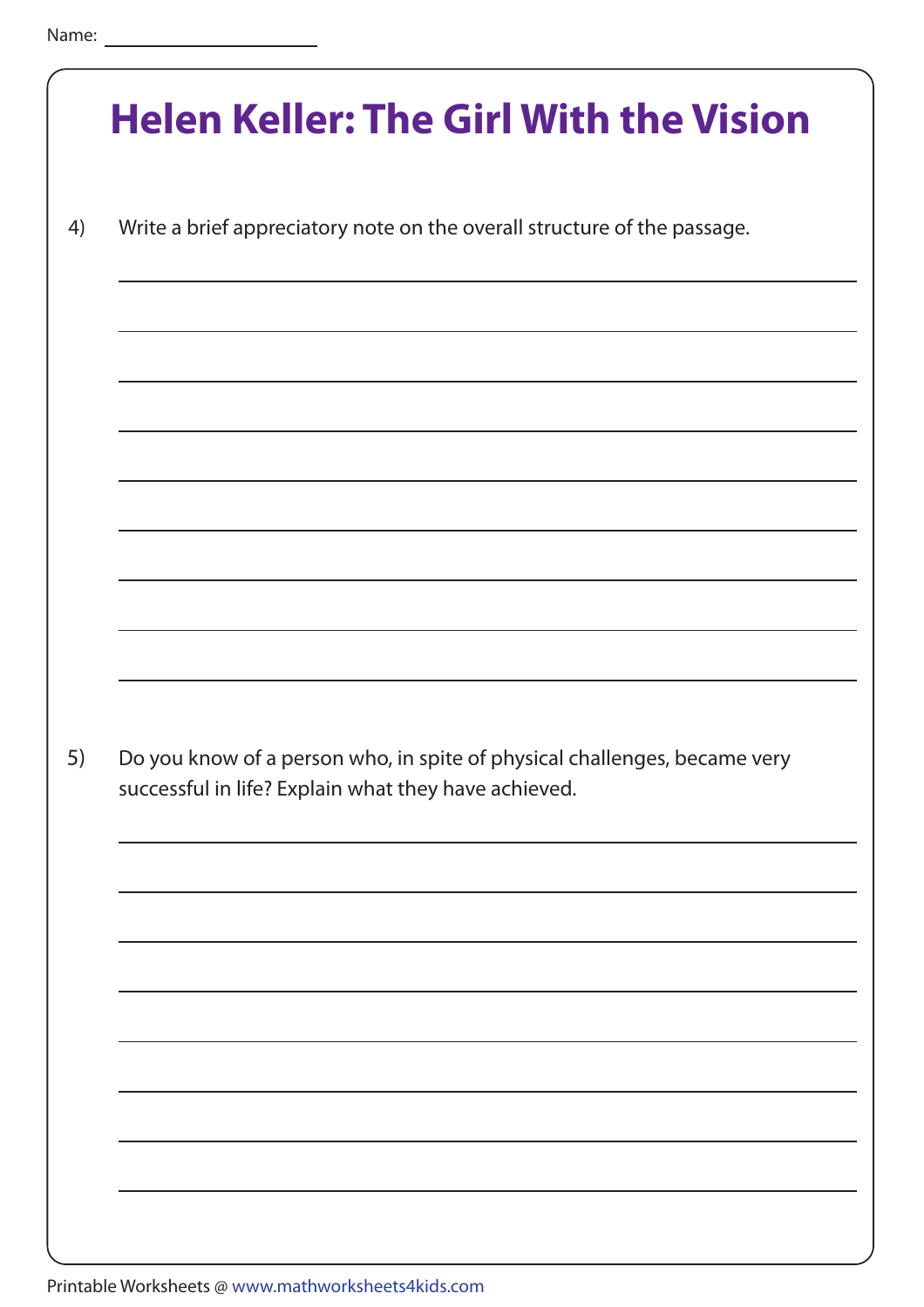Name: 

# Helen Keller: The Girl With the Vision

4) Write a brief appreciatory note on the overall structure of the passage.

5) Do you know of a person who, in spite of physical challenges, became very successful in life? Explain what they have achieved.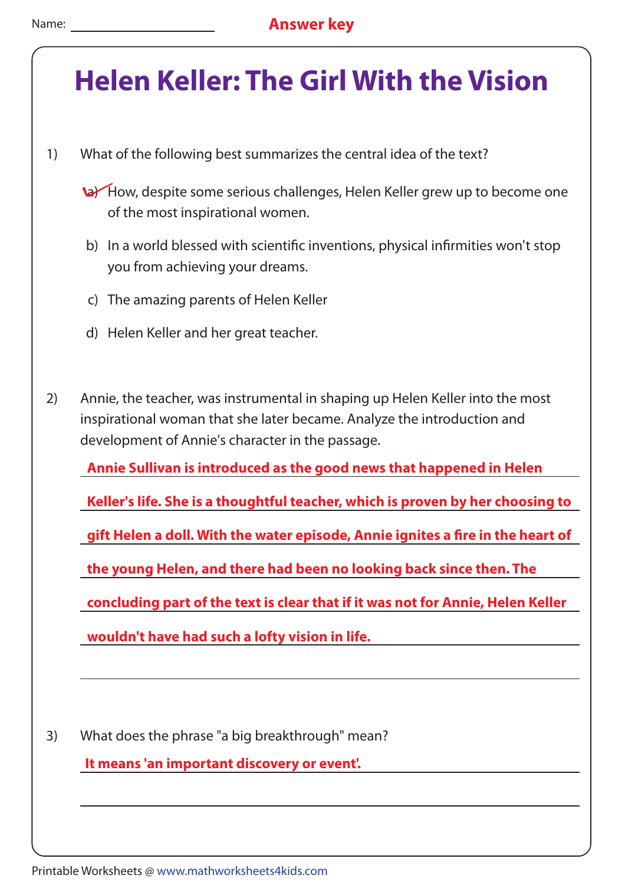Name: ____________________ **Answer key**

# Helen Keller: The Girl With the Vision

1) What of the following best summarizes the central idea of the text?

   a) ✓ How, despite some serious challenges, Helen Keller grew up to become one of the most inspirational women.

   b) In a world blessed with scientific inventions, physical infirmities won't stop you from achieving your dreams.

   c) The amazing parents of Helen Keller

   d) Helen Keller and her great teacher.

2) Annie, the teacher, was instrumental in shaping up Helen Keller into the most inspirational woman that she later became. Analyze the introduction and development of Annie's character in the passage.

   **Annie Sullivan is introduced as the good news that happened in Helen Keller's life. She is a thoughtful teacher, which is proven by her choosing to gift Helen a doll. With the water episode, Annie ignites a fire in the heart of the young Helen, and there had been no looking back since then. The concluding part of the text is clear that if it was not for Annie, Helen Keller wouldn't have had such a lofty vision in life.**

3) What does the phrase "a big breakthrough" mean?

   **It means 'an important discovery or event'.**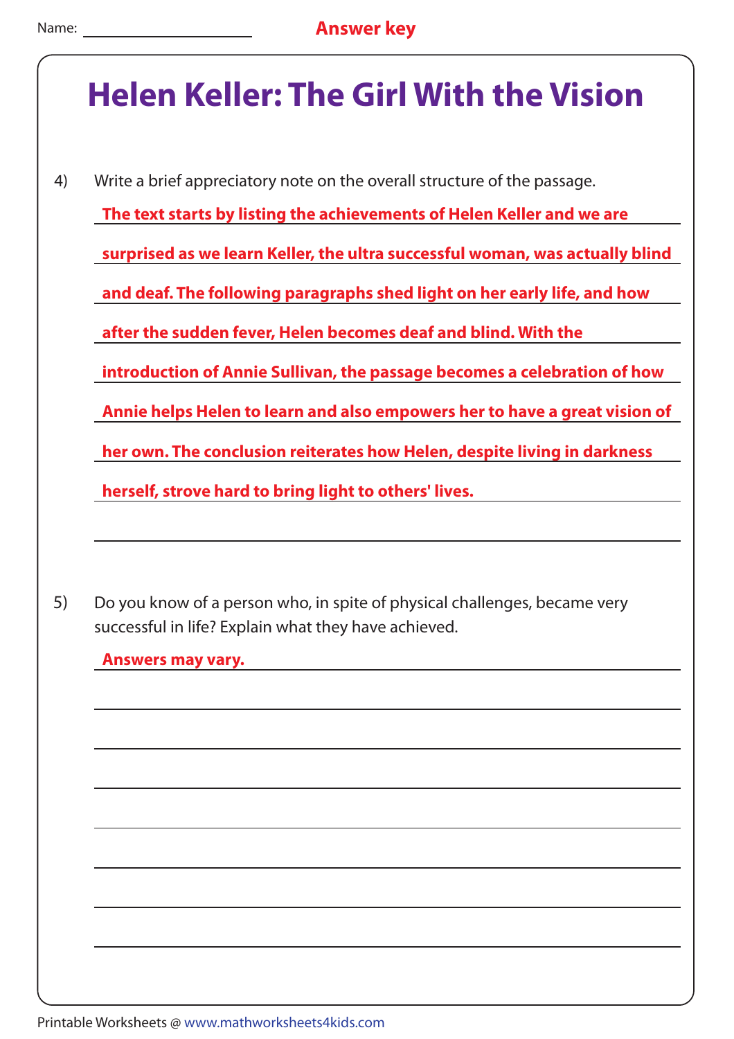Name: ____________________ **Answer key**

# Helen Keller: The Girl With the Vision

4) Write a brief appreciatory note on the overall structure of the passage.

**The text starts by listing the achievements of Helen Keller and we are surprised as we learn Keller, the ultra successful woman, was actually blind and deaf. The following paragraphs shed light on her early life, and how after the sudden fever, Helen becomes deaf and blind. With the introduction of Annie Sullivan, the passage becomes a celebration of how Annie helps Helen to learn and also empowers her to have a great vision of her own. The conclusion reiterates how Helen, despite living in darkness herself, strove hard to bring light to others' lives.**

5) Do you know of a person who, in spite of physical challenges, became very successful in life? Explain what they have achieved.

**Answers may vary.**